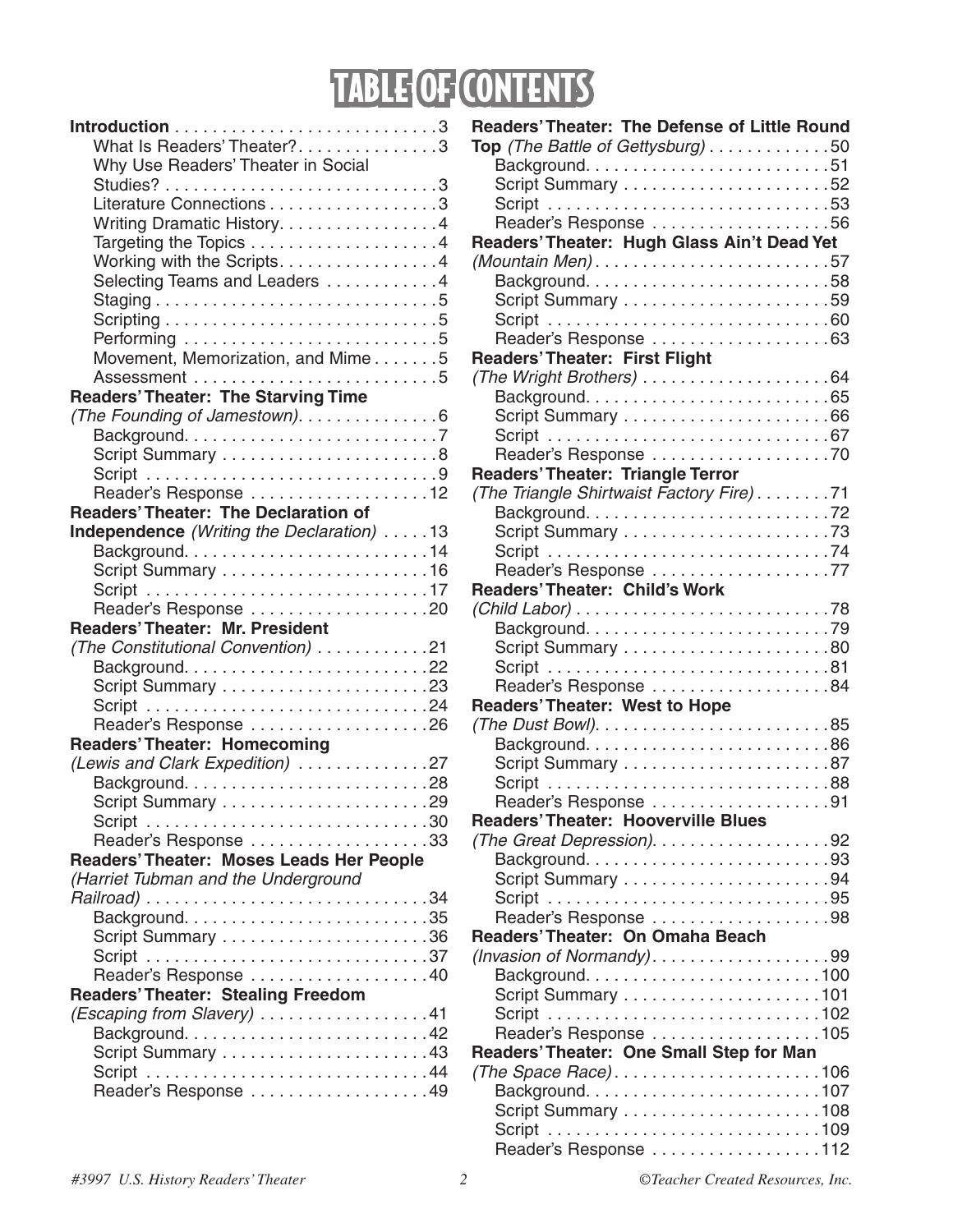# TABLE OF CONTENTS

**Introduction** . . . . 3
- What Is Readers' Theater? . . . . 3
- Why Use Readers' Theater in Social Studies? . . . . 3
- Literature Connections . . . . 3
- Writing Dramatic History . . . . 4
- Targeting the Topics . . . . 4
- Working with the Scripts . . . . 4
- Selecting Teams and Leaders . . . . 4
- Staging . . . . 5
- Scripting . . . . 5
- Performing . . . . 5
- Movement, Memorization, and Mime . . . . 5
- Assessment . . . . 5

**Readers' Theater: The Starving Time** *(The Founding of Jamestown)* . . . . 6
- Background . . . . 7
- Script Summary . . . . 8
- Script . . . . 9
- Reader's Response . . . . 12

**Readers' Theater: The Declaration of Independence** *(Writing the Declaration)* . . . . 13
- Background . . . . 14
- Script Summary . . . . 16
- Script . . . . 17
- Reader's Response . . . . 20

**Readers' Theater: Mr. President** *(The Constitutional Convention)* . . . . 21
- Background . . . . 22
- Script Summary . . . . 23
- Script . . . . 24
- Reader's Response . . . . 26

**Readers' Theater: Homecoming** *(Lewis and Clark Expedition)* . . . . 27
- Background . . . . 28
- Script Summary . . . . 29
- Script . . . . 30
- Reader's Response . . . . 33

**Readers' Theater: Moses Leads Her People** *(Harriet Tubman and the Underground Railroad)* . . . . 34
- Background . . . . 35
- Script Summary . . . . 36
- Script . . . . 37
- Reader's Response . . . . 40

**Readers' Theater: Stealing Freedom** *(Escaping from Slavery)* . . . . 41
- Background . . . . 42
- Script Summary . . . . 43
- Script . . . . 44
- Reader's Response . . . . 49

**Readers' Theater: The Defense of Little Round Top** *(The Battle of Gettysburg)* . . . . 50
- Background . . . . 51
- Script Summary . . . . 52
- Script . . . . 53
- Reader's Response . . . . 56

**Readers' Theater: Hugh Glass Ain't Dead Yet** *(Mountain Men)* . . . . 57
- Background . . . . 58
- Script Summary . . . . 59
- Script . . . . 60
- Reader's Response . . . . 63

**Readers' Theater: First Flight** *(The Wright Brothers)* . . . . 64
- Background . . . . 65
- Script Summary . . . . 66
- Script . . . . 67
- Reader's Response . . . . 70

**Readers' Theater: Triangle Terror** *(The Triangle Shirtwaist Factory Fire)* . . . . 71
- Background . . . . 72
- Script Summary . . . . 73
- Script . . . . 74
- Reader's Response . . . . 77

**Readers' Theater: Child's Work** *(Child Labor)* . . . . 78
- Background . . . . 79
- Script Summary . . . . 80
- Script . . . . 81
- Reader's Response . . . . 84

**Readers' Theater: West to Hope** *(The Dust Bowl)* . . . . 85
- Background . . . . 86
- Script Summary . . . . 87
- Script . . . . 88
- Reader's Response . . . . 91

**Readers' Theater: Hooverville Blues** *(The Great Depression)* . . . . 92
- Background . . . . 93
- Script Summary . . . . 94
- Script . . . . 95
- Reader's Response . . . . 98

**Readers' Theater: On Omaha Beach** *(Invasion of Normandy)* . . . . 99
- Background . . . . 100
- Script Summary . . . . 101
- Script . . . . 102
- Reader's Response . . . . 105

**Readers' Theater: One Small Step for Man** *(The Space Race)* . . . . 106
- Background . . . . 107
- Script Summary . . . . 108
- Script . . . . 109
- Reader's Response . . . . 112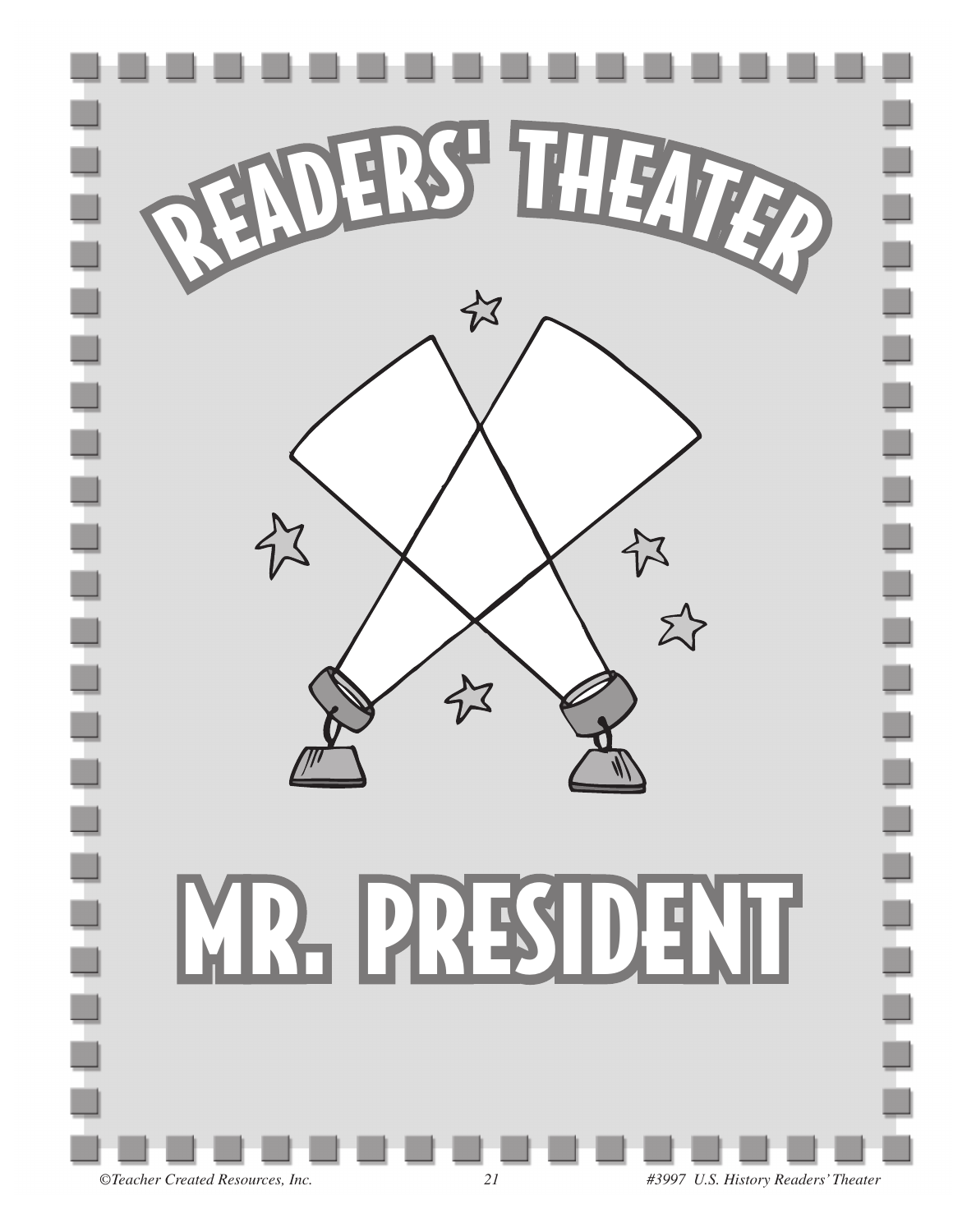# READERS' THEATER

# MR. PRESIDENT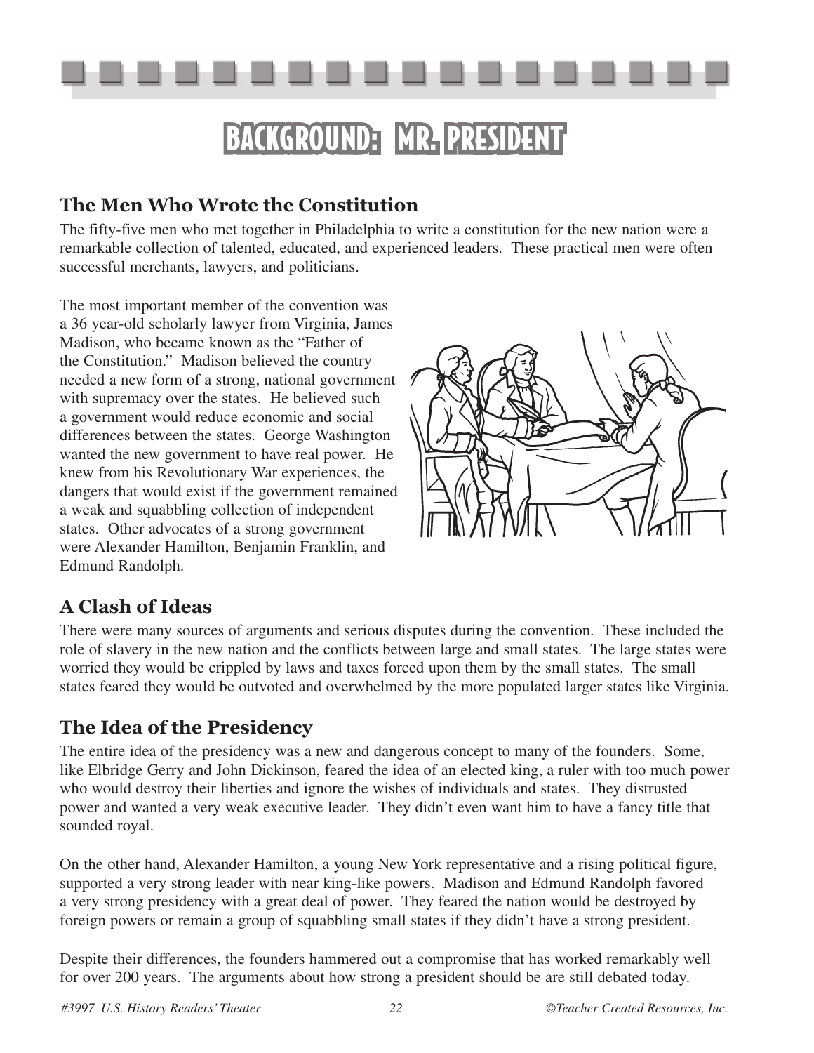# Background: Mr. President

## The Men Who Wrote the Constitution

The fifty-five men who met together in Philadelphia to write a constitution for the new nation were a remarkable collection of talented, educated, and experienced leaders. These practical men were often successful merchants, lawyers, and politicians.

The most important member of the convention was a 36 year-old scholarly lawyer from Virginia, James Madison, who became known as the "Father of the Constitution." Madison believed the country needed a new form of a strong, national government with supremacy over the states. He believed such a government would reduce economic and social differences between the states. George Washington wanted the new government to have real power. He knew from his Revolutionary War experiences, the dangers that would exist if the government remained a weak and squabbling collection of independent states. Other advocates of a strong government were Alexander Hamilton, Benjamin Franklin, and Edmund Randolph.

## A Clash of Ideas

There were many sources of arguments and serious disputes during the convention. These included the role of slavery in the new nation and the conflicts between large and small states. The large states were worried they would be crippled by laws and taxes forced upon them by the small states. The small states feared they would be outvoted and overwhelmed by the more populated larger states like Virginia.

## The Idea of the Presidency

The entire idea of the presidency was a new and dangerous concept to many of the founders. Some, like Elbridge Gerry and John Dickinson, feared the idea of an elected king, a ruler with too much power who would destroy their liberties and ignore the wishes of individuals and states. They distrusted power and wanted a very weak executive leader. They didn't even want him to have a fancy title that sounded royal.

On the other hand, Alexander Hamilton, a young New York representative and a rising political figure, supported a very strong leader with near king-like powers. Madison and Edmund Randolph favored a very strong presidency with a great deal of power. They feared the nation would be destroyed by foreign powers or remain a group of squabbling small states if they didn't have a strong president.

Despite their differences, the founders hammered out a compromise that has worked remarkably well for over 200 years. The arguments about how strong a president should be are still debated today.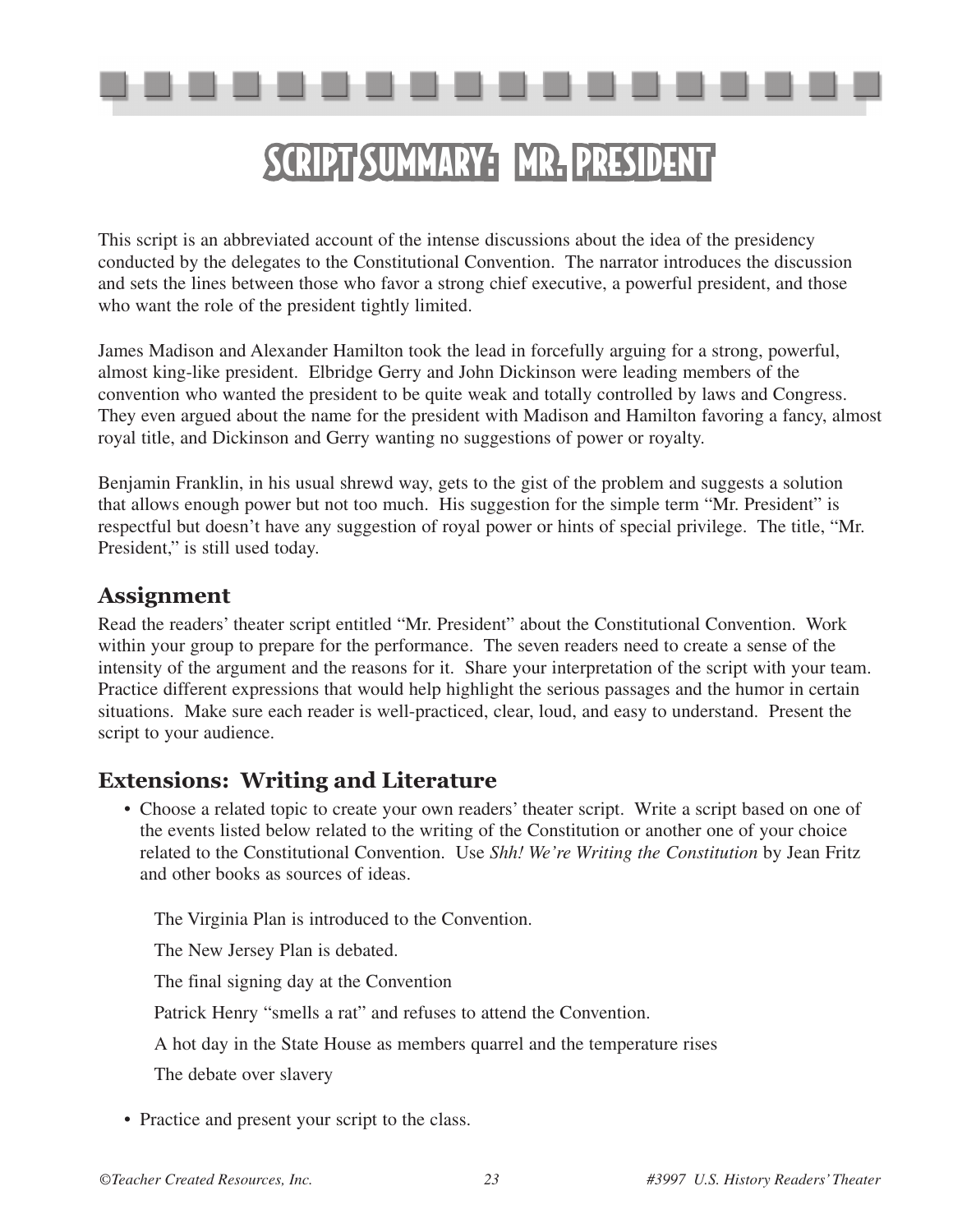# Script Summary: Mr. President

This script is an abbreviated account of the intense discussions about the idea of the presidency conducted by the delegates to the Constitutional Convention. The narrator introduces the discussion and sets the lines between those who favor a strong chief executive, a powerful president, and those who want the role of the president tightly limited.

James Madison and Alexander Hamilton took the lead in forcefully arguing for a strong, powerful, almost king-like president. Elbridge Gerry and John Dickinson were leading members of the convention who wanted the president to be quite weak and totally controlled by laws and Congress. They even argued about the name for the president with Madison and Hamilton favoring a fancy, almost royal title, and Dickinson and Gerry wanting no suggestions of power or royalty.

Benjamin Franklin, in his usual shrewd way, gets to the gist of the problem and suggests a solution that allows enough power but not too much. His suggestion for the simple term "Mr. President" is respectful but doesn't have any suggestion of royal power or hints of special privilege. The title, "Mr. President," is still used today.

## Assignment

Read the readers' theater script entitled "Mr. President" about the Constitutional Convention. Work within your group to prepare for the performance. The seven readers need to create a sense of the intensity of the argument and the reasons for it. Share your interpretation of the script with your team. Practice different expressions that would help highlight the serious passages and the humor in certain situations. Make sure each reader is well-practiced, clear, loud, and easy to understand. Present the script to your audience.

## Extensions: Writing and Literature

- Choose a related topic to create your own readers' theater script. Write a script based on one of the events listed below related to the writing of the Constitution or another one of your choice related to the Constitutional Convention. Use *Shh! We're Writing the Constitution* by Jean Fritz and other books as sources of ideas.

  The Virginia Plan is introduced to the Convention.

  The New Jersey Plan is debated.

  The final signing day at the Convention

  Patrick Henry "smells a rat" and refuses to attend the Convention.

  A hot day in the State House as members quarrel and the temperature rises

  The debate over slavery

- Practice and present your script to the class.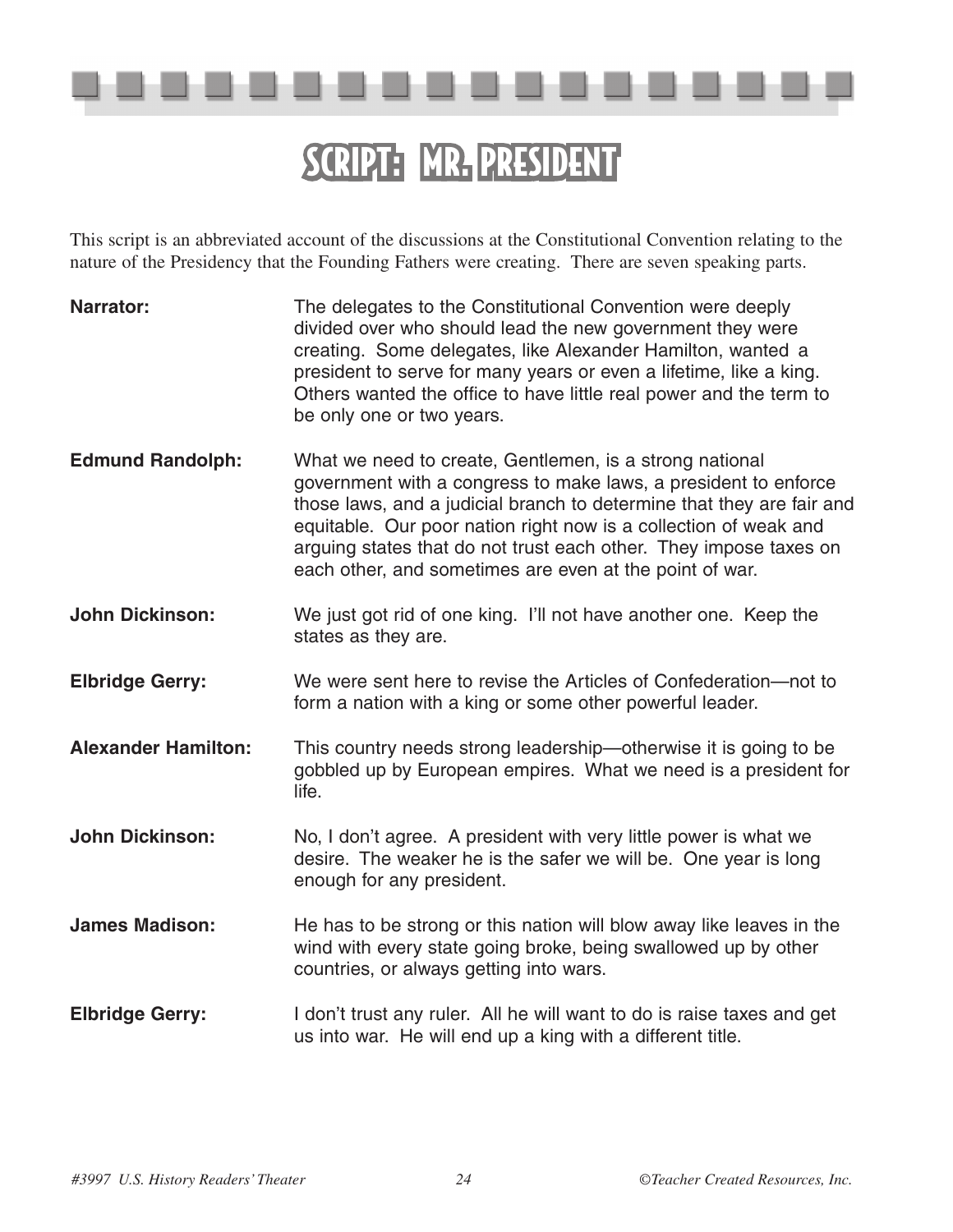# SCRIPT: MR. PRESIDENT

This script is an abbreviated account of the discussions at the Constitutional Convention relating to the nature of the Presidency that the Founding Fathers were creating. There are seven speaking parts.

**Narrator:** The delegates to the Constitutional Convention were deeply divided over who should lead the new government they were creating. Some delegates, like Alexander Hamilton, wanted a president to serve for many years or even a lifetime, like a king. Others wanted the office to have little real power and the term to be only one or two years.

**Edmund Randolph:** What we need to create, Gentlemen, is a strong national government with a congress to make laws, a president to enforce those laws, and a judicial branch to determine that they are fair and equitable. Our poor nation right now is a collection of weak and arguing states that do not trust each other. They impose taxes on each other, and sometimes are even at the point of war.

**John Dickinson:** We just got rid of one king. I'll not have another one. Keep the states as they are.

**Elbridge Gerry:** We were sent here to revise the Articles of Confederation—not to form a nation with a king or some other powerful leader.

**Alexander Hamilton:** This country needs strong leadership—otherwise it is going to be gobbled up by European empires. What we need is a president for life.

**John Dickinson:** No, I don't agree. A president with very little power is what we desire. The weaker he is the safer we will be. One year is long enough for any president.

**James Madison:** He has to be strong or this nation will blow away like leaves in the wind with every state going broke, being swallowed up by other countries, or always getting into wars.

**Elbridge Gerry:** I don't trust any ruler. All he will want to do is raise taxes and get us into war. He will end up a king with a different title.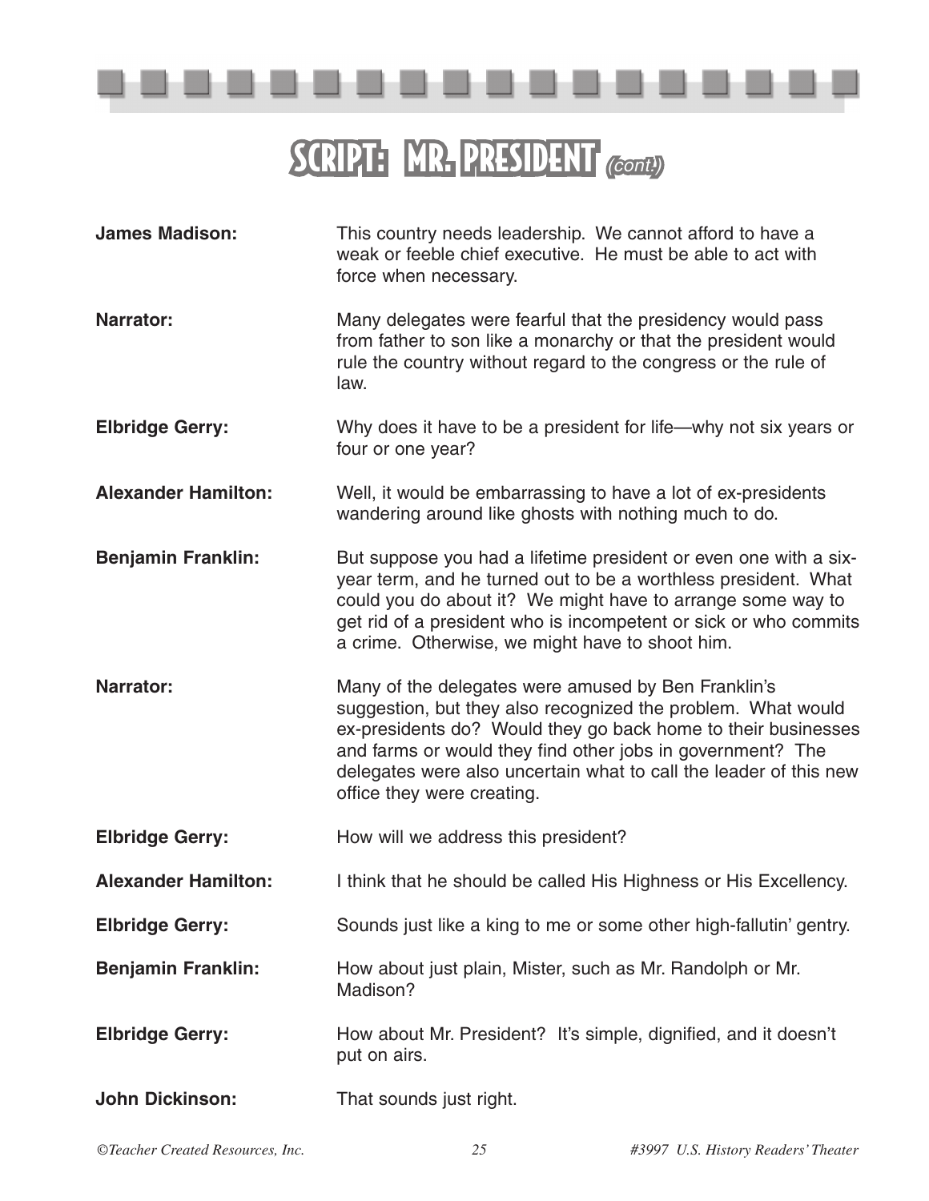# SCRIPT: MR. PRESIDENT *(cont.)*

**James Madison:** This country needs leadership. We cannot afford to have a weak or feeble chief executive. He must be able to act with force when necessary.

**Narrator:** Many delegates were fearful that the presidency would pass from father to son like a monarchy or that the president would rule the country without regard to the congress or the rule of law.

**Elbridge Gerry:** Why does it have to be a president for life—why not six years or four or one year?

**Alexander Hamilton:** Well, it would be embarrassing to have a lot of ex-presidents wandering around like ghosts with nothing much to do.

**Benjamin Franklin:** But suppose you had a lifetime president or even one with a six-year term, and he turned out to be a worthless president. What could you do about it? We might have to arrange some way to get rid of a president who is incompetent or sick or who commits a crime. Otherwise, we might have to shoot him.

**Narrator:** Many of the delegates were amused by Ben Franklin's suggestion, but they also recognized the problem. What would ex-presidents do? Would they go back home to their businesses and farms or would they find other jobs in government? The delegates were also uncertain what to call the leader of this new office they were creating.

**Elbridge Gerry:** How will we address this president?

**Alexander Hamilton:** I think that he should be called His Highness or His Excellency.

**Elbridge Gerry:** Sounds just like a king to me or some other high-fallutin' gentry.

**Benjamin Franklin:** How about just plain, Mister, such as Mr. Randolph or Mr. Madison?

**Elbridge Gerry:** How about Mr. President? It's simple, dignified, and it doesn't put on airs.

**John Dickinson:** That sounds just right.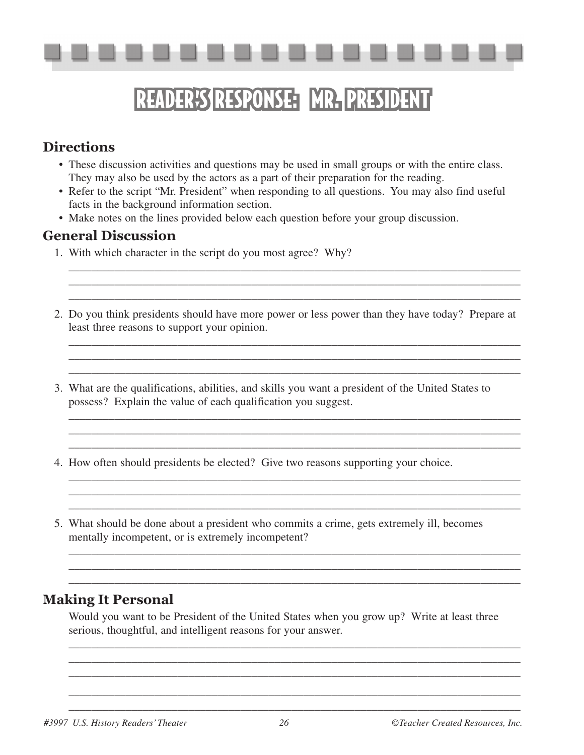# Reader's Response: Mr. President

## Directions

- These discussion activities and questions may be used in small groups or with the entire class. They may also be used by the actors as a part of their preparation for the reading.
- Refer to the script "Mr. President" when responding to all questions. You may also find useful facts in the background information section.
- Make notes on the lines provided below each question before your group discussion.

## General Discussion

1. With which character in the script do you most agree? Why?

2. Do you think presidents should have more power or less power than they have today? Prepare at least three reasons to support your opinion.

3. What are the qualifications, abilities, and skills you want a president of the United States to possess? Explain the value of each qualification you suggest.

4. How often should presidents be elected? Give two reasons supporting your choice.

5. What should be done about a president who commits a crime, gets extremely ill, becomes mentally incompetent, or is extremely incompetent?

## Making It Personal

Would you want to be President of the United States when you grow up? Write at least three serious, thoughtful, and intelligent reasons for your answer.